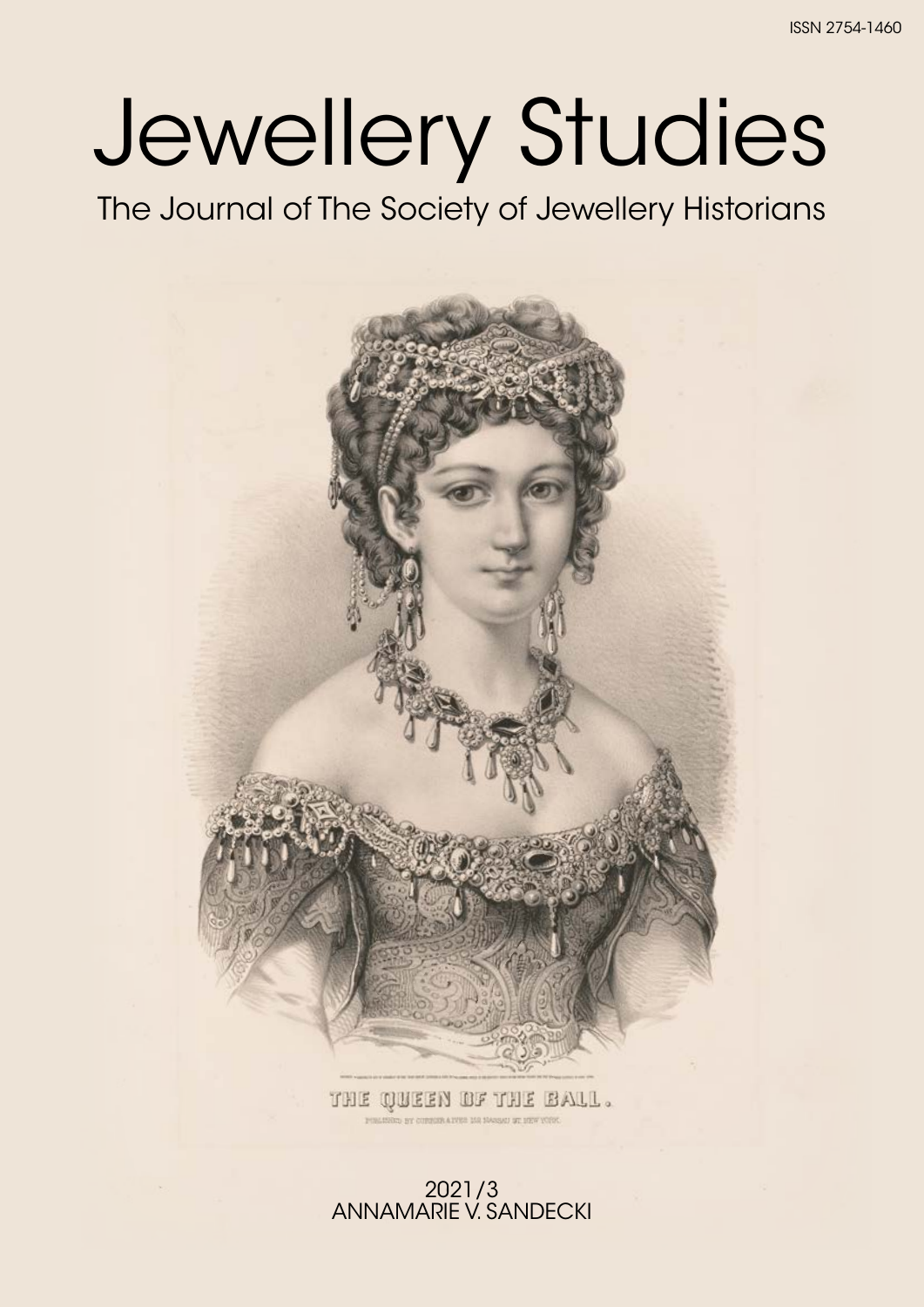ISSN 2754-1460

# Jewellery Studies

## The Journal of The Society of Jewellery Historians

THE QUEEN OF THE BALL.

PUBLISHED BY CURRIER & IVES 152 NASSAU ST. NEW YORK.

2021/3

ANNAMARIE V. SANDECKI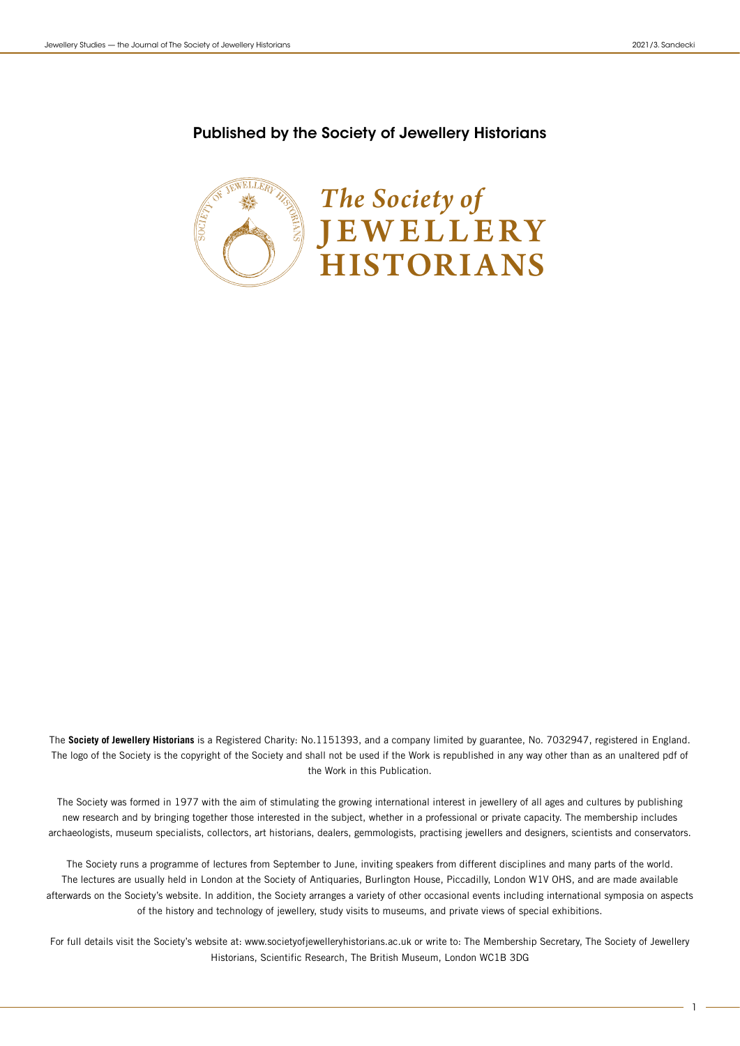## Published by the Society of Jewellery Historians

*The Society of*
**JEWELLERY HISTORIANS**

The **Society of Jewellery Historians** is a Registered Charity: No.1151393, and a company limited by guarantee, No. 7032947, registered in England. The logo of the Society is the copyright of the Society and shall not be used if the Work is republished in any way other than as an unaltered pdf of the Work in this Publication.

The Society was formed in 1977 with the aim of stimulating the growing international interest in jewellery of all ages and cultures by publishing new research and by bringing together those interested in the subject, whether in a professional or private capacity. The membership includes archaeologists, museum specialists, collectors, art historians, dealers, gemmologists, practising jewellers and designers, scientists and conservators.

The Society runs a programme of lectures from September to June, inviting speakers from different disciplines and many parts of the world. The lectures are usually held in London at the Society of Antiquaries, Burlington House, Piccadilly, London W1V OHS, and are made available afterwards on the Society's website. In addition, the Society arranges a variety of other occasional events including international symposia on aspects of the history and technology of jewellery, study visits to museums, and private views of special exhibitions.

For full details visit the Society's website at: www.societyofjewelleryhistorians.ac.uk or write to: The Membership Secretary, The Society of Jewellery Historians, Scientific Research, The British Museum, London WC1B 3DG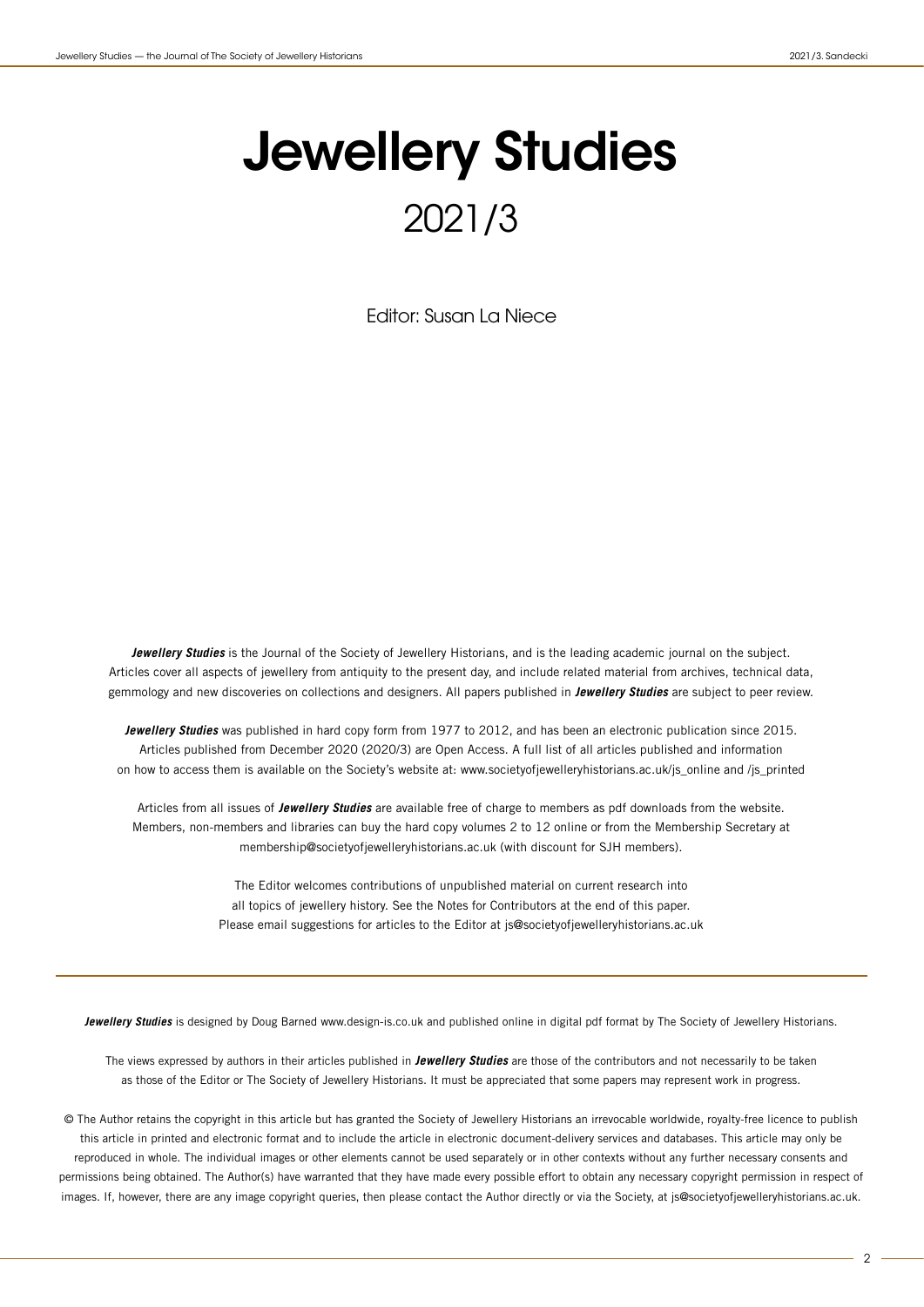# Jewellery Studies

## 2021/3

Editor: Susan La Niece

***Jewellery Studies*** is the Journal of the Society of Jewellery Historians, and is the leading academic journal on the subject. Articles cover all aspects of jewellery from antiquity to the present day, and include related material from archives, technical data, gemmology and new discoveries on collections and designers. All papers published in ***Jewellery Studies*** are subject to peer review.

***Jewellery Studies*** was published in hard copy form from 1977 to 2012, and has been an electronic publication since 2015. Articles published from December 2020 (2020/3) are Open Access. A full list of all articles published and information on how to access them is available on the Society's website at: www.societyofjewelleryhistorians.ac.uk/js_online and /js_printed

Articles from all issues of ***Jewellery Studies*** are available free of charge to members as pdf downloads from the website. Members, non-members and libraries can buy the hard copy volumes 2 to 12 online or from the Membership Secretary at membership@societyofjewelleryhistorians.ac.uk (with discount for SJH members).

The Editor welcomes contributions of unpublished material on current research into all topics of jewellery history. See the Notes for Contributors at the end of this paper. Please email suggestions for articles to the Editor at js@societyofjewelleryhistorians.ac.uk

---

***Jewellery Studies*** is designed by Doug Barned www.design-is.co.uk and published online in digital pdf format by The Society of Jewellery Historians.

The views expressed by authors in their articles published in ***Jewellery Studies*** are those of the contributors and not necessarily to be taken as those of the Editor or The Society of Jewellery Historians. It must be appreciated that some papers may represent work in progress.

© The Author retains the copyright in this article but has granted the Society of Jewellery Historians an irrevocable worldwide, royalty-free licence to publish this article in printed and electronic format and to include the article in electronic document-delivery services and databases. This article may only be reproduced in whole. The individual images or other elements cannot be used separately or in other contexts without any further necessary consents and permissions being obtained. The Author(s) have warranted that they have made every possible effort to obtain any necessary copyright permission in respect of images. If, however, there are any image copyright queries, then please contact the Author directly or via the Society, at js@societyofjewelleryhistorians.ac.uk.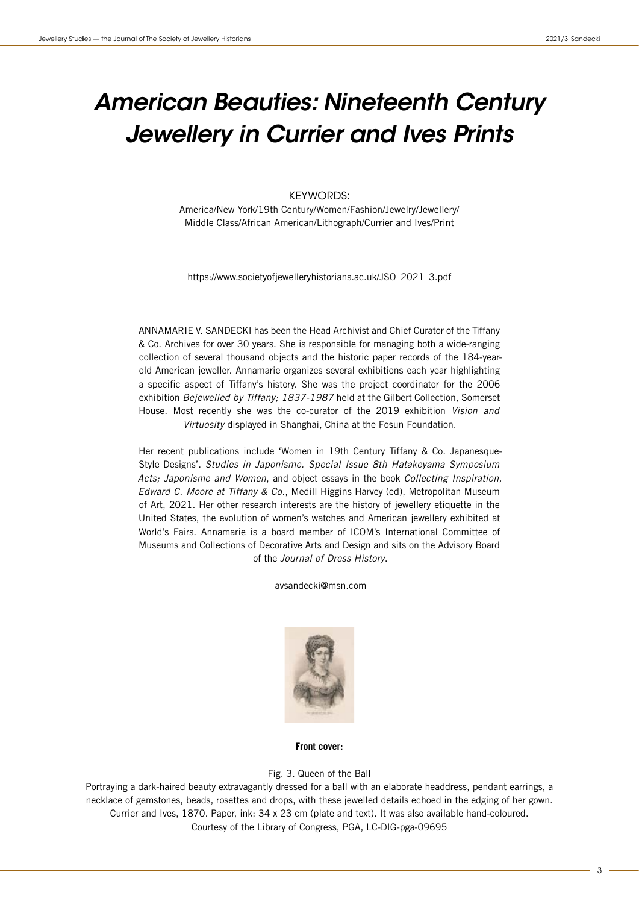# *American Beauties: Nineteenth Century Jewellery in Currier and Ives Prints*

KEYWORDS:

America/New York/19th Century/Women/Fashion/Jewelry/Jewellery/Middle Class/African American/Lithograph/Currier and Ives/Print

https://www.societyofjewelleryhistorians.ac.uk/JSO_2021_3.pdf

ANNAMARIE V. SANDECKI has been the Head Archivist and Chief Curator of the Tiffany & Co. Archives for over 30 years. She is responsible for managing both a wide-ranging collection of several thousand objects and the historic paper records of the 184-year-old American jeweller. Annamarie organizes several exhibitions each year highlighting a specific aspect of Tiffany's history. She was the project coordinator for the 2006 exhibition *Bejewelled by Tiffany; 1837-1987* held at the Gilbert Collection, Somerset House. Most recently she was the co-curator of the 2019 exhibition *Vision and Virtuosity* displayed in Shanghai, China at the Fosun Foundation.

Her recent publications include 'Women in 19th Century Tiffany & Co. Japanesque-Style Designs'. *Studies in Japonisme. Special Issue 8th Hatakeyama Symposium Acts; Japonisme and Women*, and object essays in the book *Collecting Inspiration, Edward C. Moore at Tiffany & Co.*, Medill Higgins Harvey (ed), Metropolitan Museum of Art, 2021. Her other research interests are the history of jewellery etiquette in the United States, the evolution of women's watches and American jewellery exhibited at World's Fairs. Annamarie is a board member of ICOM's International Committee of Museums and Collections of Decorative Arts and Design and sits on the Advisory Board of the *Journal of Dress History*.

avsandecki@msn.com

**Front cover:**

Fig. 3. Queen of the Ball

Portraying a dark-haired beauty extravagantly dressed for a ball with an elaborate headdress, pendant earrings, a necklace of gemstones, beads, rosettes and drops, with these jewelled details echoed in the edging of her gown. Currier and Ives, 1870. Paper, ink; 34 x 23 cm (plate and text). It was also available hand-coloured. Courtesy of the Library of Congress, PGA, LC-DIG-pga-09695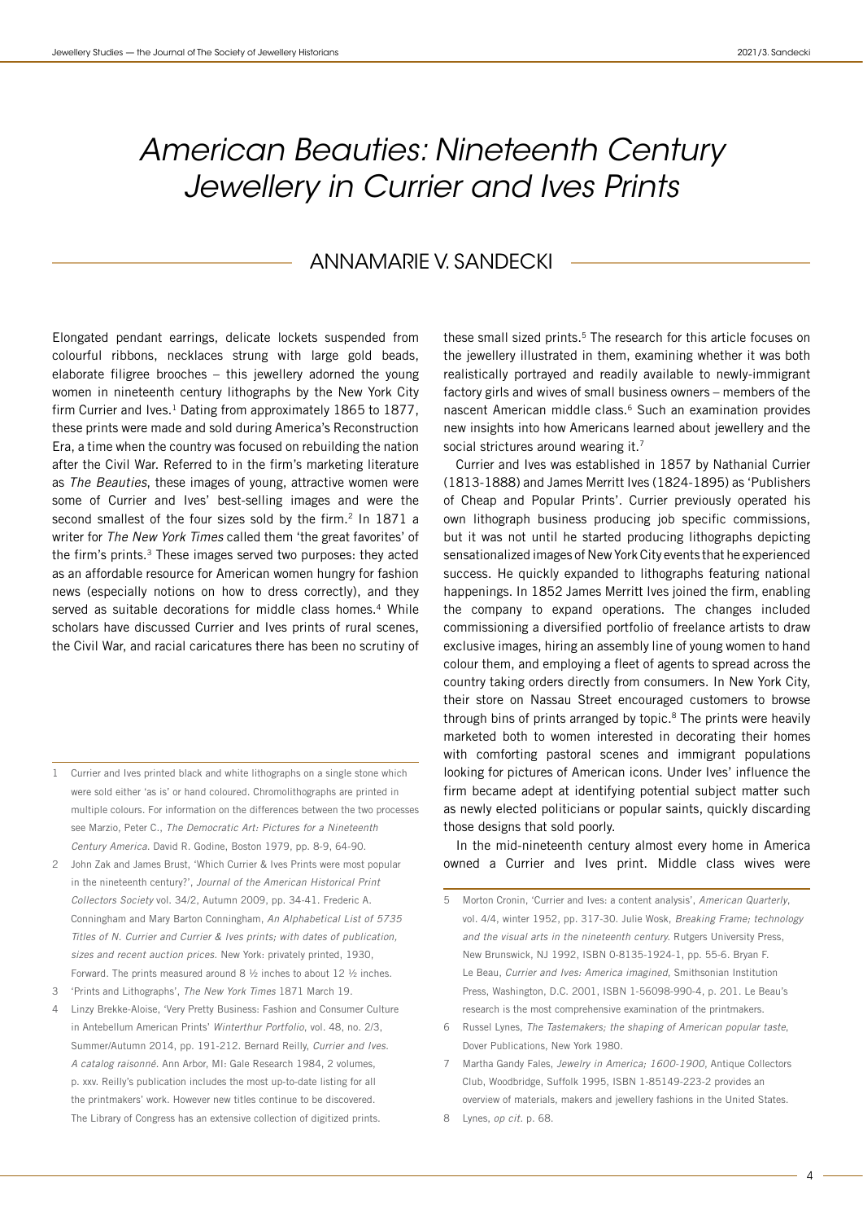# American Beauties: Nineteenth Century Jewellery in Currier and Ives Prints

## ANNAMARIE V. SANDECKI

Elongated pendant earrings, delicate lockets suspended from colourful ribbons, necklaces strung with large gold beads, elaborate filigree brooches – this jewellery adorned the young women in nineteenth century lithographs by the New York City firm Currier and Ives.[1] Dating from approximately 1865 to 1877, these prints were made and sold during America's Reconstruction Era, a time when the country was focused on rebuilding the nation after the Civil War. Referred to in the firm's marketing literature as *The Beauties*, these images of young, attractive women were some of Currier and Ives' best-selling images and were the second smallest of the four sizes sold by the firm.[2] In 1871 a writer for *The New York Times* called them 'the great favorites' of the firm's prints.[3] These images served two purposes: they acted as an affordable resource for American women hungry for fashion news (especially notions on how to dress correctly), and they served as suitable decorations for middle class homes.[4] While scholars have discussed Currier and Ives prints of rural scenes, the Civil War, and racial caricatures there has been no scrutiny of these small sized prints.[5] The research for this article focuses on the jewellery illustrated in them, examining whether it was both realistically portrayed and readily available to newly-immigrant factory girls and wives of small business owners – members of the nascent American middle class.[6] Such an examination provides new insights into how Americans learned about jewellery and the social strictures around wearing it.[7]

Currier and Ives was established in 1857 by Nathanial Currier (1813-1888) and James Merritt Ives (1824-1895) as 'Publishers of Cheap and Popular Prints'. Currier previously operated his own lithograph business producing job specific commissions, but it was not until he started producing lithographs depicting sensationalized images of New York City events that he experienced success. He quickly expanded to lithographs featuring national happenings. In 1852 James Merritt Ives joined the firm, enabling the company to expand operations. The changes included commissioning a diversified portfolio of freelance artists to draw exclusive images, hiring an assembly line of young women to hand colour them, and employing a fleet of agents to spread across the country taking orders directly from consumers. In New York City, their store on Nassau Street encouraged customers to browse through bins of prints arranged by topic.[8] The prints were heavily marketed both to women interested in decorating their homes with comforting pastoral scenes and immigrant populations looking for pictures of American icons. Under Ives' influence the firm became adept at identifying potential subject matter such as newly elected politicians or popular saints, quickly discarding those designs that sold poorly.

In the mid-nineteenth century almost every home in America owned a Currier and Ives print. Middle class wives were

---

1. Currier and Ives printed black and white lithographs on a single stone which were sold either 'as is' or hand coloured. Chromolithographs are printed in multiple colours. For information on the differences between the two processes see Marzio, Peter C., *The Democratic Art: Pictures for a Nineteenth Century America*. David R. Godine, Boston 1979, pp. 8-9, 64-90.
2. John Zak and James Brust, 'Which Currier & Ives Prints were most popular in the nineteenth century?', *Journal of the American Historical Print Collectors Society* vol. 34/2, Autumn 2009, pp. 34-41. Frederic A. Conningham and Mary Barton Conningham, *An Alphabetical List of 5735 Titles of N. Currier and Currier & Ives prints; with dates of publication, sizes and recent auction prices*. New York: privately printed, 1930, Forward. The prints measured around 8 ½ inches to about 12 ½ inches.
3. 'Prints and Lithographs', *The New York Times* 1871 March 19.
4. Linzy Brekke-Aloise, 'Very Pretty Business: Fashion and Consumer Culture in Antebellum American Prints' *Winterthur Portfolio*, vol. 48, no. 2/3, Summer/Autumn 2014, pp. 191-212. Bernard Reilly, *Currier and Ives. A catalog raisonné*. Ann Arbor, MI: Gale Research 1984, 2 volumes, p. xxv. Reilly's publication includes the most up-to-date listing for all the printmakers' work. However new titles continue to be discovered. The Library of Congress has an extensive collection of digitized prints.
5. Morton Cronin, 'Currier and Ives: a content analysis', *American Quarterly*, vol. 4/4, winter 1952, pp. 317-30. Julie Wosk, *Breaking Frame; technology and the visual arts in the nineteenth century*. Rutgers University Press, New Brunswick, NJ 1992, ISBN 0-8135-1924-1, pp. 55-6. Bryan F. Le Beau, *Currier and Ives: America imagined*, Smithsonian Institution Press, Washington, D.C. 2001, ISBN 1-56098-990-4, p. 201. Le Beau's research is the most comprehensive examination of the printmakers.
6. Russel Lynes, *The Tastemakers; the shaping of American popular taste*, Dover Publications, New York 1980.
7. Martha Gandy Fales, *Jewelry in America; 1600-1900*, Antique Collectors Club, Woodbridge, Suffolk 1995, ISBN 1-85149-223-2 provides an overview of materials, makers and jewellery fashions in the United States.
8. Lynes, *op cit*. p. 68.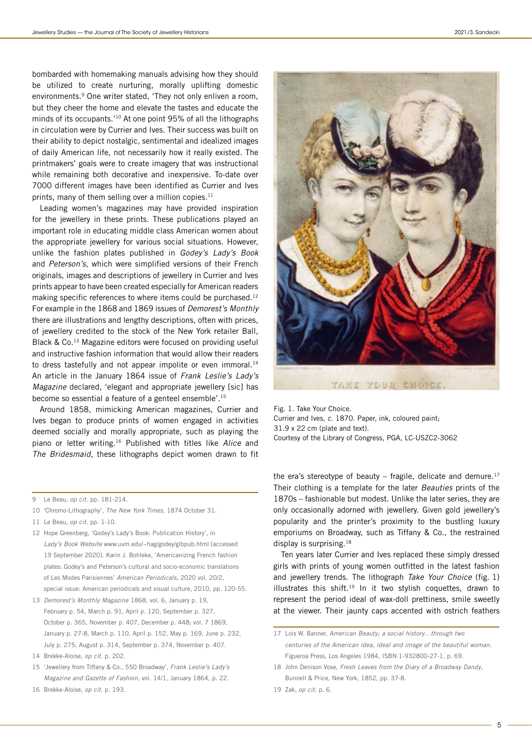bombarded with homemaking manuals advising how they should be utilized to create nurturing, morally uplifting domestic environments.[9] One writer stated, 'They not only enliven a room, but they cheer the home and elevate the tastes and educate the minds of its occupants.'[10] At one point 95% of all the lithographs in circulation were by Currier and Ives. Their success was built on their ability to depict nostalgic, sentimental and idealized images of daily American life, not necessarily how it really existed. The printmakers' goals were to create imagery that was instructional while remaining both decorative and inexpensive. To-date over 7000 different images have been identified as Currier and Ives prints, many of them selling over a million copies.[11]

Leading women's magazines may have provided inspiration for the jewellery in these prints. These publications played an important role in educating middle class American women about the appropriate jewellery for various social situations. However, unlike the fashion plates published in *Godey's Lady's Book* and *Peterson's*, which were simplified versions of their French originals, images and descriptions of jewellery in Currier and Ives prints appear to have been created especially for American readers making specific references to where items could be purchased.[12] For example in the 1868 and 1869 issues of *Demorest's Monthly* there are illustrations and lengthy descriptions, often with prices, of jewellery credited to the stock of the New York retailer Ball, Black & Co.[13] Magazine editors were focused on providing useful and instructive fashion information that would allow their readers to dress tastefully and not appear impolite or even immoral.[14] An article in the January 1864 issue of *Frank Leslie's Lady's Magazine* declared, 'elegant and appropriate jewellery [sic] has become so essential a feature of a genteel ensemble'.[15]

Around 1858, mimicking American magazines, Currier and Ives began to produce prints of women engaged in activities deemed socially and morally appropriate, such as playing the piano or letter writing.[16] Published with titles like *Alice* and *The Bridesmaid*, these lithographs depict women drawn to fit the era's stereotype of beauty – fragile, delicate and demure.[17] Their clothing is a template for the later *Beauties* prints of the 1870s – fashionable but modest. Unlike the later series, they are only occasionally adorned with jewellery. Given gold jewellery's popularity and the printer's proximity to the bustling luxury emporiums on Broadway, such as Tiffany & Co., the restrained display is surprising.[18]

Ten years later Currier and Ives replaced these simply dressed girls with prints of young women outfitted in the latest fashion and jewellery trends. The lithograph *Take Your Choice* (fig. 1) illustrates this shift.[19] In it two stylish coquettes, drawn to represent the period ideal of wax-doll prettiness, smile sweetly at the viewer. Their jaunty caps accented with ostrich feathers

Fig. 1. Take Your Choice.
Currier and Ives, *c.* 1870. Paper, ink, coloured paint;
31.9 x 22 cm (plate and text).
Courtesy of the Library of Congress, PGA, LC-USZC2-3062

---

9 Le Beau, *op cit.* pp. 181-214.

10 'Chromo-Lithography', *The New York Times*, 1874 October 31.

11 Le Beau, *op cit.* pp. 1-10.

12 Hope Greenberg, 'Godey's Lady's Book: Publication History', in *Lady's Book Website* www.uvm.edu/~hag/godey/glbpub.html [accessed 19 September 2020]. Karin J. Bohleke, 'Americanizing French fashion plates: Godey's and Peterson's cultural and socio-economic translations of Les Modes Parisiennes' *American Periodicals*, 2020 vol. 20/2, special issue: American periodicals and visual culture, 2010, pp. 120-55.

13 *Demorest's Monthly Magazine* 1868, vol. 6, January p. 19, February p. 54, March p. 91, April p. 120, September p. 327, October p. 365, November p. 407, December p. 448; vol. 7 1869, January p. 27-8, March p. 110, April p. 152, May p. 169, June p. 232, July p. 275, August p. 314, September p. 374, November p. 407.

14 Brekke-Aloise, *op cit.* p. 202.

15 'Jewellery from Tiffany & Co., 550 Broadway', *Frank Leslie's Lady's Magazine and Gazette of Fashion*, vol. 14/1, January 1864, p. 22.

16 Brekke-Aloise, *op cit.* p. 193.

17 Lois W. Banner, *American Beauty; a social history…through two centuries of the American idea, ideal and image of the beautiful woman.* Figueroa Press, Los Angeles 1984, ISBN 1-932800-27-1, p. 69.

18 John Denison Vose, *Fresh Leaves from the Diary of a Broadway Dandy*, Bunnell & Price, New York, 1852, pp. 37-8.

19 Zak, *op cit.* p. 6.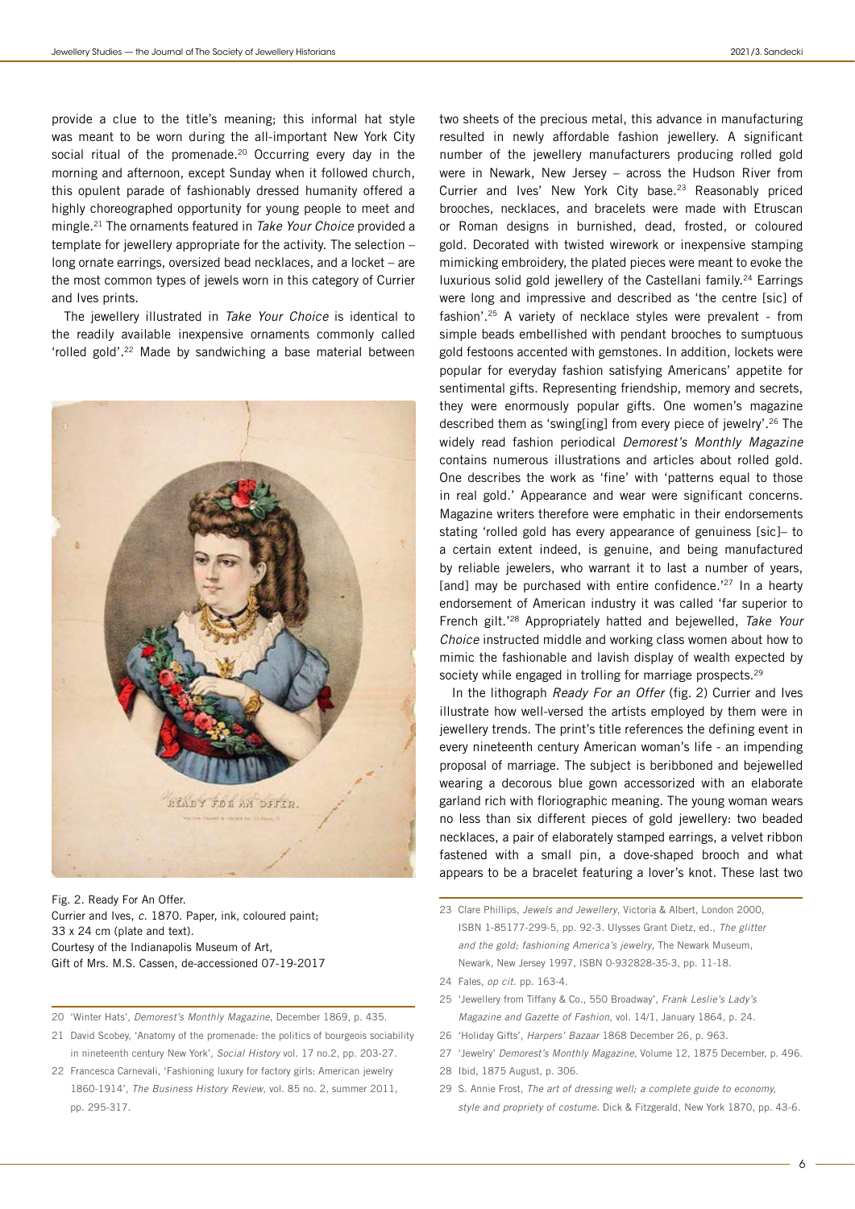provide a clue to the title's meaning; this informal hat style was meant to be worn during the all-important New York City social ritual of the promenade.[20] Occurring every day in the morning and afternoon, except Sunday when it followed church, this opulent parade of fashionably dressed humanity offered a highly choreographed opportunity for young people to meet and mingle.[21] The ornaments featured in *Take Your Choice* provided a template for jewellery appropriate for the activity. The selection – long ornate earrings, oversized bead necklaces, and a locket – are the most common types of jewels worn in this category of Currier and Ives prints.

The jewellery illustrated in *Take Your Choice* is identical to the readily available inexpensive ornaments commonly called 'rolled gold'.[22] Made by sandwiching a base material between two sheets of the precious metal, this advance in manufacturing resulted in newly affordable fashion jewellery. A significant number of the jewellery manufacturers producing rolled gold were in Newark, New Jersey – across the Hudson River from Currier and Ives' New York City base.[23] Reasonably priced brooches, necklaces, and bracelets were made with Etruscan or Roman designs in burnished, dead, frosted, or coloured gold. Decorated with twisted wirework or inexpensive stamping mimicking embroidery, the plated pieces were meant to evoke the luxurious solid gold jewellery of the Castellani family.[24] Earrings were long and impressive and described as 'the centre [sic] of fashion'.[25] A variety of necklace styles were prevalent - from simple beads embellished with pendant brooches to sumptuous gold festoons accented with gemstones. In addition, lockets were popular for everyday fashion satisfying Americans' appetite for sentimental gifts. Representing friendship, memory and secrets, they were enormously popular gifts. One women's magazine described them as 'swing[ing] from every piece of jewelry'.[26] The widely read fashion periodical *Demorest's Monthly Magazine* contains numerous illustrations and articles about rolled gold. One describes the work as 'fine' with 'patterns equal to those in real gold.' Appearance and wear were significant concerns. Magazine writers therefore were emphatic in their endorsements stating 'rolled gold has every appearance of genuiness [sic]– to a certain extent indeed, is genuine, and being manufactured by reliable jewelers, who warrant it to last a number of years, [and] may be purchased with entire confidence.'[27] In a hearty endorsement of American industry it was called 'far superior to French gilt.'[28] Appropriately hatted and bejewelled, *Take Your Choice* instructed middle and working class women about how to mimic the fashionable and lavish display of wealth expected by society while engaged in trolling for marriage prospects.[29]

Fig. 2. Ready For An Offer.
Currier and Ives, *c*. 1870. Paper, ink, coloured paint; 33 x 24 cm (plate and text).
Courtesy of the Indianapolis Museum of Art, Gift of Mrs. M.S. Cassen, de-accessioned 07-19-2017

In the lithograph *Ready For an Offer* (fig. 2) Currier and Ives illustrate how well-versed the artists employed by them were in jewellery trends. The print's title references the defining event in every nineteenth century American woman's life - an impending proposal of marriage. The subject is beribboned and bejewelled wearing a decorous blue gown accessorized with an elaborate garland rich with floriographic meaning. The young woman wears no less than six different pieces of gold jewellery: two beaded necklaces, a pair of elaborately stamped earrings, a velvet ribbon fastened with a small pin, a dove-shaped brooch and what appears to be a bracelet featuring a lover's knot. These last two

20 'Winter Hats', *Demorest's Monthly Magazine*, December 1869, p. 435.

21 David Scobey, 'Anatomy of the promenade: the politics of bourgeois sociability in nineteenth century New York', *Social History* vol. 17 no.2, pp. 203-27.

22 Francesca Carnevali, 'Fashioning luxury for factory girls: American jewelry 1860-1914', *The Business History Review*, vol. 85 no. 2, summer 2011, pp. 295-317.

23 Clare Phillips, *Jewels and Jewellery*, Victoria & Albert, London 2000, ISBN 1-85177-299-5, pp. 92-3. Ulysses Grant Dietz, ed., *The glitter and the gold; fashioning America's jewelry*, The Newark Museum, Newark, New Jersey 1997, ISBN 0-932828-35-3, pp. 11-18.

24 Fales, *op cit.* pp. 163-4.

25 'Jewellery from Tiffany & Co., 550 Broadway', *Frank Leslie's Lady's Magazine and Gazette of Fashion*, vol. 14/1, January 1864, p. 24.

26 'Holiday Gifts', *Harpers' Bazaar* 1868 December 26, p. 963.

27 'Jewelry' *Demorest's Monthly Magazine*, Volume 12, 1875 December, p. 496.

28 Ibid, 1875 August, p. 306.

29 S. Annie Frost, *The art of dressing well; a complete guide to economy, style and propriety of costume.* Dick & Fitzgerald, New York 1870, pp. 43-6.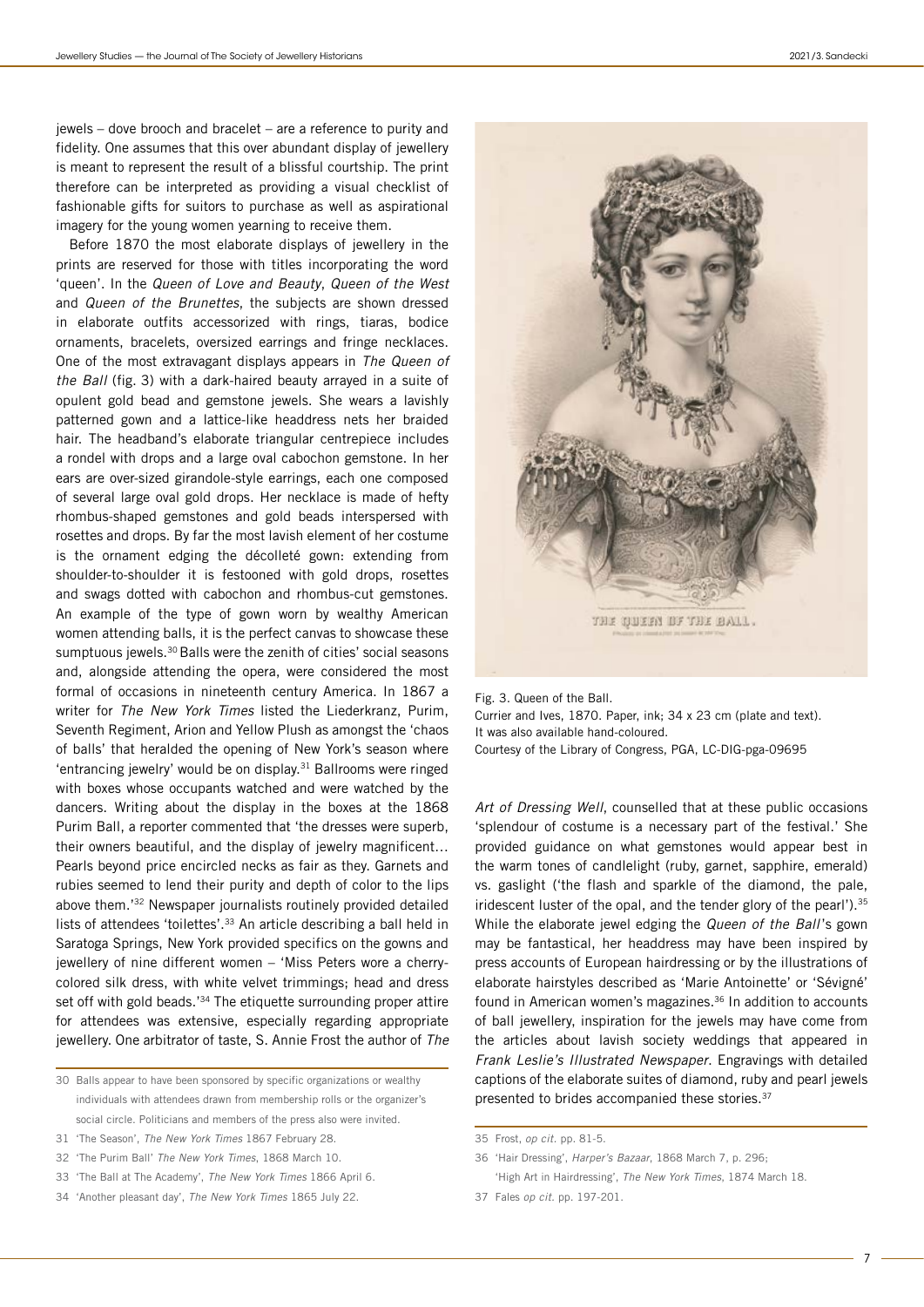jewels – dove brooch and bracelet – are a reference to purity and fidelity. One assumes that this over abundant display of jewellery is meant to represent the result of a blissful courtship. The print therefore can be interpreted as providing a visual checklist of fashionable gifts for suitors to purchase as well as aspirational imagery for the young women yearning to receive them.

Before 1870 the most elaborate displays of jewellery in the prints are reserved for those with titles incorporating the word 'queen'. In the *Queen of Love and Beauty*, *Queen of the West* and *Queen of the Brunettes*, the subjects are shown dressed in elaborate outfits accessorized with rings, tiaras, bodice ornaments, bracelets, oversized earrings and fringe necklaces. One of the most extravagant displays appears in *The Queen of the Ball* (fig. 3) with a dark-haired beauty arrayed in a suite of opulent gold bead and gemstone jewels. She wears a lavishly patterned gown and a lattice-like headdress nets her braided hair. The headband's elaborate triangular centrepiece includes a rondel with drops and a large oval cabochon gemstone. In her ears are over-sized girandole-style earrings, each one composed of several large oval gold drops. Her necklace is made of hefty rhombus-shaped gemstones and gold beads interspersed with rosettes and drops. By far the most lavish element of her costume is the ornament edging the décolleté gown: extending from shoulder-to-shoulder it is festooned with gold drops, rosettes and swags dotted with cabochon and rhombus-cut gemstones. An example of the type of gown worn by wealthy American women attending balls, it is the perfect canvas to showcase these sumptuous jewels.[30] Balls were the zenith of cities' social seasons and, alongside attending the opera, were considered the most formal of occasions in nineteenth century America. In 1867 a writer for *The New York Times* listed the Liederkranz, Purim, Seventh Regiment, Arion and Yellow Plush as amongst the 'chaos of balls' that heralded the opening of New York's season where 'entrancing jewelry' would be on display.[31] Ballrooms were ringed with boxes whose occupants watched and were watched by the dancers. Writing about the display in the boxes at the 1868 Purim Ball, a reporter commented that 'the dresses were superb, their owners beautiful, and the display of jewelry magnificent… Pearls beyond price encircled necks as fair as they. Garnets and rubies seemed to lend their purity and depth of color to the lips above them.'[32] Newspaper journalists routinely provided detailed lists of attendees 'toilettes'.[33] An article describing a ball held in Saratoga Springs, New York provided specifics on the gowns and jewellery of nine different women – 'Miss Peters wore a cherry-colored silk dress, with white velvet trimmings; head and dress set off with gold beads.'[34] The etiquette surrounding proper attire for attendees was extensive, especially regarding appropriate jewellery. One arbitrator of taste, S. Annie Frost the author of *The Art of Dressing Well*, counselled that at these public occasions 'splendour of costume is a necessary part of the festival.' She provided guidance on what gemstones would appear best in the warm tones of candlelight (ruby, garnet, sapphire, emerald) vs. gaslight ('the flash and sparkle of the diamond, the pale, iridescent luster of the opal, and the tender glory of the pearl').[35] While the elaborate jewel edging the *Queen of the Ball*'s gown may be fantastical, her headdress may have been inspired by press accounts of European hairdressing or by the illustrations of elaborate hairstyles described as 'Marie Antoinette' or 'Sévigné' found in American women's magazines.[36] In addition to accounts of ball jewellery, inspiration for the jewels may have come from the articles about lavish society weddings that appeared in *Frank Leslie's Illustrated Newspaper*. Engravings with detailed captions of the elaborate suites of diamond, ruby and pearl jewels presented to brides accompanied these stories.[37]

Fig. 3. Queen of the Ball.
Currier and Ives, 1870. Paper, ink; 34 x 23 cm (plate and text).
It was also available hand-coloured.
Courtesy of the Library of Congress, PGA, LC-DIG-pga-09695

---

30 Balls appear to have been sponsored by specific organizations or wealthy individuals with attendees drawn from membership rolls or the organizer's social circle. Politicians and members of the press also were invited.

31 'The Season', *The New York Times* 1867 February 28.

32 'The Purim Ball' *The New York Times*, 1868 March 10.

33 'The Ball at The Academy', *The New York Times* 1866 April 6.

34 'Another pleasant day', *The New York Times* 1865 July 22.

35 Frost, *op cit*. pp. 81-5.

36 'Hair Dressing', *Harper's Bazaar*, 1868 March 7, p. 296; 'High Art in Hairdressing', *The New York Times*, 1874 March 18.

37 Fales *op cit*. pp. 197-201.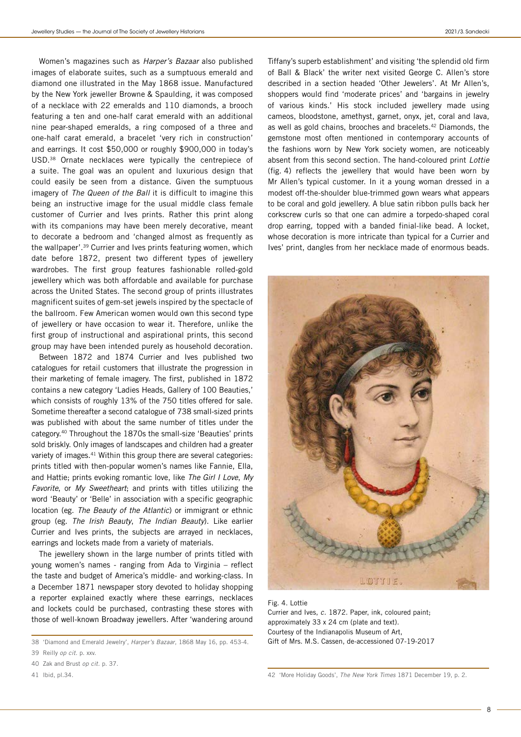Women's magazines such as *Harper's Bazaar* also published images of elaborate suites, such as a sumptuous emerald and diamond one illustrated in the May 1868 issue. Manufactured by the New York jeweller Browne & Spaulding, it was composed of a necklace with 22 emeralds and 110 diamonds, a brooch featuring a ten and one-half carat emerald with an additional nine pear-shaped emeralds, a ring composed of a three and one-half carat emerald, a bracelet 'very rich in construction' and earrings. It cost $50,000 or roughly $900,000 in today's USD.[38] Ornate necklaces were typically the centrepiece of a suite. The goal was an opulent and luxurious design that could easily be seen from a distance. Given the sumptuous imagery of *The Queen of the Ball* it is difficult to imagine this being an instructive image for the usual middle class female customer of Currier and Ives prints. Rather this print along with its companions may have been merely decorative, meant to decorate a bedroom and 'changed almost as frequently as the wallpaper'.[39] Currier and Ives prints featuring women, which date before 1872, present two different types of jewellery wardrobes. The first group features fashionable rolled-gold jewellery which was both affordable and available for purchase across the United States. The second group of prints illustrates magnificent suites of gem-set jewels inspired by the spectacle of the ballroom. Few American women would own this second type of jewellery or have occasion to wear it. Therefore, unlike the first group of instructional and aspirational prints, this second group may have been intended purely as household decoration.

Between 1872 and 1874 Currier and Ives published two catalogues for retail customers that illustrate the progression in their marketing of female imagery. The first, published in 1872 contains a new category 'Ladies Heads, Gallery of 100 Beauties,' which consists of roughly 13% of the 750 titles offered for sale. Sometime thereafter a second catalogue of 738 small-sized prints was published with about the same number of titles under the category.[40] Throughout the 1870s the small-size 'Beauties' prints sold briskly. Only images of landscapes and children had a greater variety of images.[41] Within this group there are several categories: prints titled with then-popular women's names like Fannie, Ella, and Hattie; prints evoking romantic love, like *The Girl I Love*, *My Favorite*, or *My Sweetheart*; and prints with titles utilizing the word 'Beauty' or 'Belle' in association with a specific geographic location (eg. *The Beauty of the Atlantic*) or immigrant or ethnic group (eg. *The Irish Beauty*, *The Indian Beauty*). Like earlier Currier and Ives prints, the subjects are arrayed in necklaces, earrings and lockets made from a variety of materials.

The jewellery shown in the large number of prints titled with young women's names - ranging from Ada to Virginia – reflect the taste and budget of America's middle- and working-class. In a December 1871 newspaper story devoted to holiday shopping a reporter explained exactly where these earrings, necklaces and lockets could be purchased, contrasting these stores with those of well-known Broadway jewellers. After 'wandering around Tiffany's superb establishment' and visiting 'the splendid old firm of Ball & Black' the writer next visited George C. Allen's store described in a section headed 'Other Jewelers'. At Mr Allen's, shoppers would find 'moderate prices' and 'bargains in jewelry of various kinds.' His stock included jewellery made using cameos, bloodstone, amethyst, garnet, onyx, jet, coral and lava, as well as gold chains, brooches and bracelets.[42] Diamonds, the gemstone most often mentioned in contemporary accounts of the fashions worn by New York society women, are noticeably absent from this second section. The hand-coloured print *Lottie* (fig. 4) reflects the jewellery that would have been worn by Mr Allen's typical customer. In it a young woman dressed in a modest off-the-shoulder blue-trimmed gown wears what appears to be coral and gold jewellery. A blue satin ribbon pulls back her corkscrew curls so that one can admire a torpedo-shaped coral drop earring, topped with a banded finial-like bead. A locket, whose decoration is more intricate than typical for a Currier and Ives' print, dangles from her necklace made of enormous beads.

Fig. 4. Lottie
Currier and Ives, *c.* 1872. Paper, ink, coloured paint; approximately 33 x 24 cm (plate and text).
Courtesy of the Indianapolis Museum of Art,
Gift of Mrs. M.S. Cassen, de-accessioned 07-19-2017

38 'Diamond and Emerald Jewelry', *Harper's Bazaar*, 1868 May 16, pp. 453-4.

39 Reilly *op cit.* p. xxv.

40 Zak and Brust *op cit.* p. 37.

41 Ibid, pl.34.

42 'More Holiday Goods', *The New York Times* 1871 December 19, p. 2.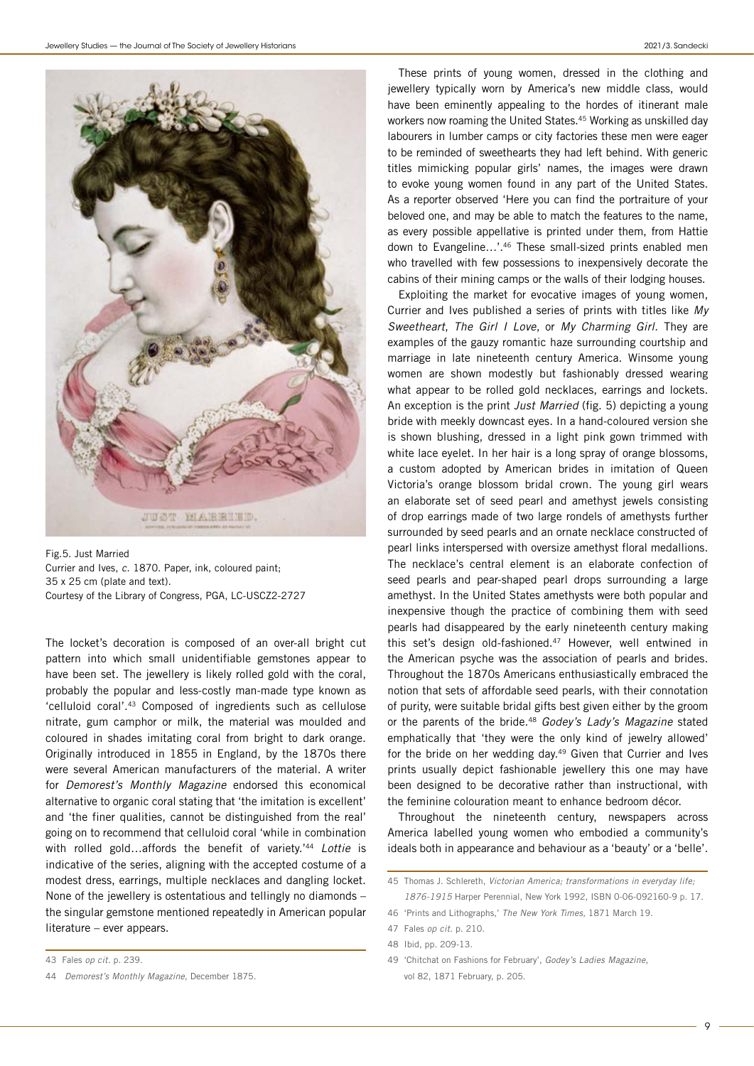Fig.5. Just Married
Currier and Ives, *c.* 1870. Paper, ink, coloured paint; 35 x 25 cm (plate and text).
Courtesy of the Library of Congress, PGA, LC-USCZ2-2727

The locket's decoration is composed of an over-all bright cut pattern into which small unidentifiable gemstones appear to have been set. The jewellery is likely rolled gold with the coral, probably the popular and less-costly man-made type known as 'celluloid coral'.[43] Composed of ingredients such as cellulose nitrate, gum camphor or milk, the material was moulded and coloured in shades imitating coral from bright to dark orange. Originally introduced in 1855 in England, by the 1870s there were several American manufacturers of the material. A writer for *Demorest's Monthly Magazine* endorsed this economical alternative to organic coral stating that 'the imitation is excellent' and 'the finer qualities, cannot be distinguished from the real' going on to recommend that celluloid coral 'while in combination with rolled gold…affords the benefit of variety.'[44] *Lottie* is indicative of the series, aligning with the accepted costume of a modest dress, earrings, multiple necklaces and dangling locket. None of the jewellery is ostentatious and tellingly no diamonds – the singular gemstone mentioned repeatedly in American popular literature – ever appears.

These prints of young women, dressed in the clothing and jewellery typically worn by America's new middle class, would have been eminently appealing to the hordes of itinerant male workers now roaming the United States.[45] Working as unskilled day labourers in lumber camps or city factories these men were eager to be reminded of sweethearts they had left behind. With generic titles mimicking popular girls' names, the images were drawn to evoke young women found in any part of the United States. As a reporter observed 'Here you can find the portraiture of your beloved one, and may be able to match the features to the name, as every possible appellative is printed under them, from Hattie down to Evangeline…'.[46] These small-sized prints enabled men who travelled with few possessions to inexpensively decorate the cabins of their mining camps or the walls of their lodging houses.

Exploiting the market for evocative images of young women, Currier and Ives published a series of prints with titles like *My Sweetheart*, *The Girl I Love*, or *My Charming Girl*. They are examples of the gauzy romantic haze surrounding courtship and marriage in late nineteenth century America. Winsome young women are shown modestly but fashionably dressed wearing what appear to be rolled gold necklaces, earrings and lockets. An exception is the print *Just Married* (fig. 5) depicting a young bride with meekly downcast eyes. In a hand-coloured version she is shown blushing, dressed in a light pink gown trimmed with white lace eyelet. In her hair is a long spray of orange blossoms, a custom adopted by American brides in imitation of Queen Victoria's orange blossom bridal crown. The young girl wears an elaborate set of seed pearl and amethyst jewels consisting of drop earrings made of two large rondels of amethysts further surrounded by seed pearls and an ornate necklace constructed of pearl links interspersed with oversize amethyst floral medallions. The necklace's central element is an elaborate confection of seed pearls and pear-shaped pearl drops surrounding a large amethyst. In the United States amethysts were both popular and inexpensive though the practice of combining them with seed pearls had disappeared by the early nineteenth century making this set's design old-fashioned.[47] However, well entwined in the American psyche was the association of pearls and brides. Throughout the 1870s Americans enthusiastically embraced the notion that sets of affordable seed pearls, with their connotation of purity, were suitable bridal gifts best given either by the groom or the parents of the bride.[48] *Godey's Lady's Magazine* stated emphatically that 'they were the only kind of jewelry allowed' for the bride on her wedding day.[49] Given that Currier and Ives prints usually depict fashionable jewellery this one may have been designed to be decorative rather than instructional, with the feminine colouration meant to enhance bedroom décor.

Throughout the nineteenth century, newspapers across America labelled young women who embodied a community's ideals both in appearance and behaviour as a 'beauty' or a 'belle'.

---

43 Fales *op cit.* p. 239.

44 *Demorest's Monthly Magazine*, December 1875.

45 Thomas J. Schlereth, *Victorian America; transformations in everyday life; 1876-1915* Harper Perennial, New York 1992, ISBN 0-06-092160-9 p. 17.

46 'Prints and Lithographs,' *The New York Times*, 1871 March 19.

47 Fales *op cit.* p. 210.

48 Ibid, pp. 209-13.

49 'Chitchat on Fashions for February', *Godey's Ladies Magazine*, vol 82, 1871 February, p. 205.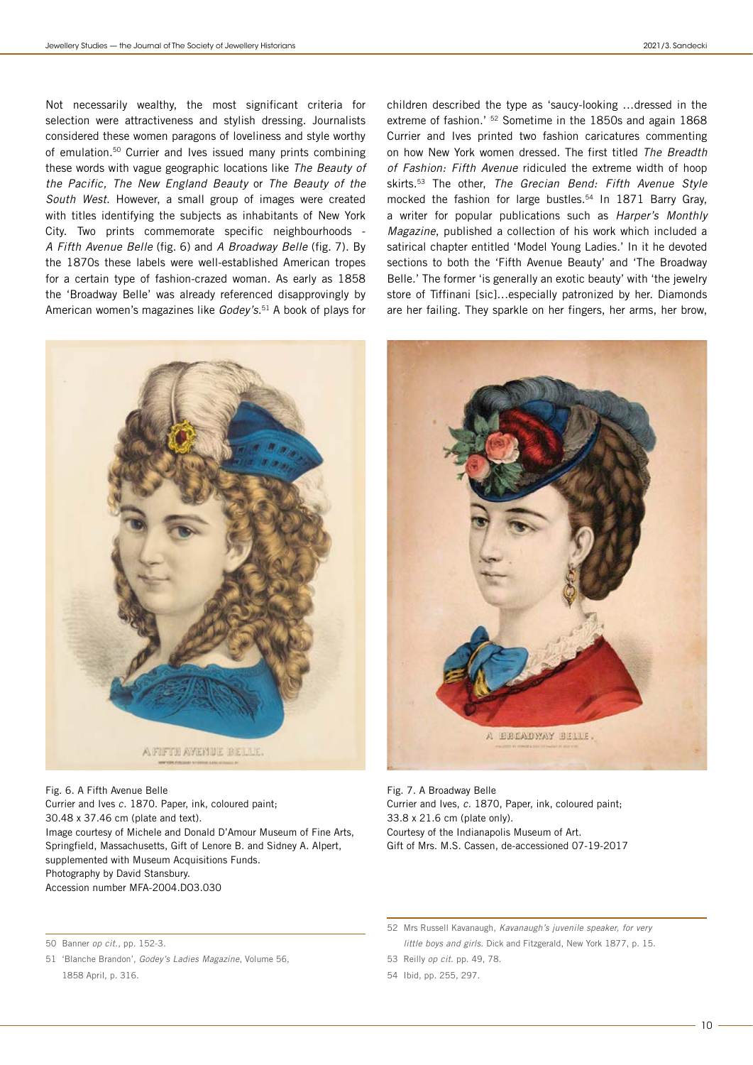Not necessarily wealthy, the most significant criteria for selection were attractiveness and stylish dressing. Journalists considered these women paragons of loveliness and style worthy of emulation.[50] Currier and Ives issued many prints combining these words with vague geographic locations like *The Beauty of the Pacific*, *The New England Beauty* or *The Beauty of the South West*. However, a small group of images were created with titles identifying the subjects as inhabitants of New York City. Two prints commemorate specific neighbourhoods - *A Fifth Avenue Belle* (fig. 6) and *A Broadway Belle* (fig. 7). By the 1870s these labels were well-established American tropes for a certain type of fashion-crazed woman. As early as 1858 the 'Broadway Belle' was already referenced disapprovingly by American women's magazines like *Godey's*.[51] A book of plays for children described the type as 'saucy-looking …dressed in the extreme of fashion.' [52] Sometime in the 1850s and again 1868 Currier and Ives printed two fashion caricatures commenting on how New York women dressed. The first titled *The Breadth of Fashion: Fifth Avenue* ridiculed the extreme width of hoop skirts.[53] The other, *The Grecian Bend: Fifth Avenue Style* mocked the fashion for large bustles.[54] In 1871 Barry Gray, a writer for popular publications such as *Harper's Monthly Magazine*, published a collection of his work which included a satirical chapter entitled 'Model Young Ladies.' In it he devoted sections to both the 'Fifth Avenue Beauty' and 'The Broadway Belle.' The former 'is generally an exotic beauty' with 'the jewelry store of Tiffinani [sic]…especially patronized by her. Diamonds are her failing. They sparkle on her fingers, her arms, her brow,

Fig. 6. A Fifth Avenue Belle
Currier and Ives *c.* 1870. Paper, ink, coloured paint;
30.48 x 37.46 cm (plate and text).
Image courtesy of Michele and Donald D'Amour Museum of Fine Arts, Springfield, Massachusetts, Gift of Lenore B. and Sidney A. Alpert, supplemented with Museum Acquisitions Funds.
Photography by David Stansbury.
Accession number MFA-2004.DO3.030

Fig. 7. A Broadway Belle
Currier and Ives, *c.* 1870, Paper, ink, coloured paint;
33.8 x 21.6 cm (plate only).
Courtesy of the Indianapolis Museum of Art.
Gift of Mrs. M.S. Cassen, de-accessioned 07-19-2017

50 Banner *op cit.*, pp. 152-3.

51 'Blanche Brandon', *Godey's Ladies Magazine*, Volume 56, 1858 April, p. 316.

52 Mrs Russell Kavanaugh, *Kavanaugh's juvenile speaker, for very little boys and girls.* Dick and Fitzgerald, New York 1877, p. 15.

53 Reilly *op cit.* pp. 49, 78.

54 Ibid, pp. 255, 297.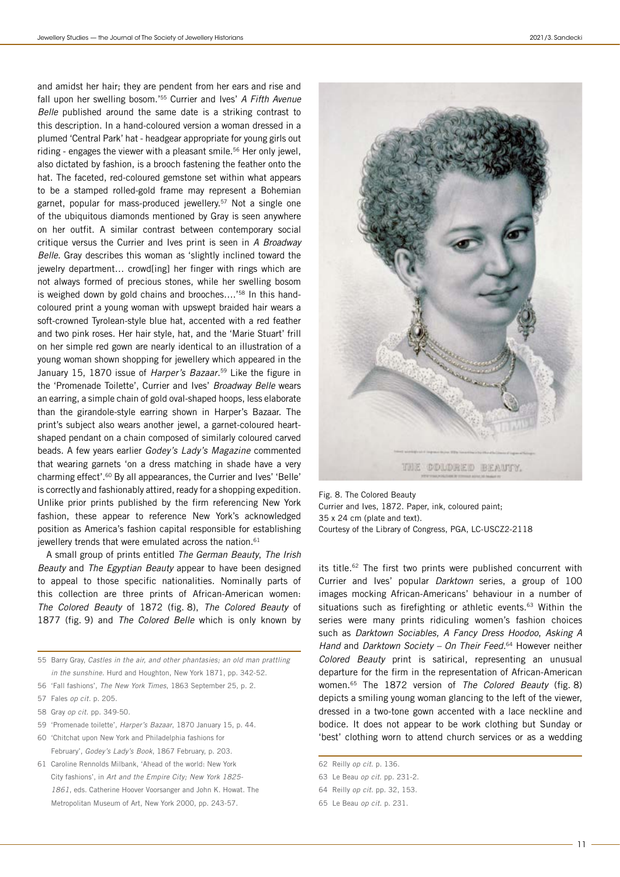and amidst her hair; they are pendent from her ears and rise and fall upon her swelling bosom.'[55] Currier and Ives' *A Fifth Avenue Belle* published around the same date is a striking contrast to this description. In a hand-coloured version a woman dressed in a plumed 'Central Park' hat - headgear appropriate for young girls out riding - engages the viewer with a pleasant smile.[56] Her only jewel, also dictated by fashion, is a brooch fastening the feather onto the hat. The faceted, red-coloured gemstone set within what appears to be a stamped rolled-gold frame may represent a Bohemian garnet, popular for mass-produced jewellery.[57] Not a single one of the ubiquitous diamonds mentioned by Gray is seen anywhere on her outfit. A similar contrast between contemporary social critique versus the Currier and Ives print is seen in *A Broadway Belle*. Gray describes this woman as 'slightly inclined toward the jewelry department… crowd[ing] her finger with rings which are not always formed of precious stones, while her swelling bosom is weighed down by gold chains and brooches….'[58] In this hand-coloured print a young woman with upswept braided hair wears a soft-crowned Tyrolean-style blue hat, accented with a red feather and two pink roses. Her hair style, hat, and the 'Marie Stuart' frill on her simple red gown are nearly identical to an illustration of a young woman shown shopping for jewellery which appeared in the January 15, 1870 issue of *Harper's Bazaar*.[59] Like the figure in the 'Promenade Toilette', Currier and Ives' *Broadway Belle* wears an earring, a simple chain of gold oval-shaped hoops, less elaborate than the girandole-style earring shown in Harper's Bazaar. The print's subject also wears another jewel, a garnet-coloured heart-shaped pendant on a chain composed of similarly coloured carved beads. A few years earlier *Godey's Lady's Magazine* commented that wearing garnets 'on a dress matching in shade have a very charming effect'.[60] By all appearances, the Currier and Ives' 'Belle' is correctly and fashionably attired, ready for a shopping expedition. Unlike prior prints published by the firm referencing New York fashion, these appear to reference New York's acknowledged position as America's fashion capital responsible for establishing jewellery trends that were emulated across the nation.[61]

A small group of prints entitled *The German Beauty*, *The Irish Beauty* and *The Egyptian Beauty* appear to have been designed to appeal to those specific nationalities. Nominally parts of this collection are three prints of African-American women: *The Colored Beauty* of 1872 (fig. 8), *The Colored Beauty* of 1877 (fig. 9) and *The Colored Belle* which is only known by its title.[62] The first two prints were published concurrent with Currier and Ives' popular *Darktown* series, a group of 100 images mocking African-Americans' behaviour in a number of situations such as firefighting or athletic events.[63] Within the series were many prints ridiculing women's fashion choices such as *Darktown Sociables, A Fancy Dress Hoodoo*, *Asking A Hand* and *Darktown Society – On Their Feed*.[64] However neither *Colored Beauty* print is satirical, representing an unusual departure for the firm in the representation of African-American women.[65] The 1872 version of *The Colored Beauty* (fig. 8) depicts a smiling young woman glancing to the left of the viewer, dressed in a two-tone gown accented with a lace neckline and bodice. It does not appear to be work clothing but Sunday or 'best' clothing worn to attend church services or as a wedding

Fig. 8. The Colored Beauty
Currier and Ives, 1872. Paper, ink, coloured paint;
35 x 24 cm (plate and text).
Courtesy of the Library of Congress, PGA, LC-USCZ2-2118

---

55 Barry Gray, *Castles in the air, and other phantasies; an old man prattling in the sunshine*. Hurd and Houghton, New York 1871, pp. 342-52.

56 'Fall fashions', *The New York Times*, 1863 September 25, p. 2.

57 Fales *op cit*. p. 205.

58 Gray *op cit*. pp. 349-50.

59 'Promenade toilette', *Harper's Bazaar*, 1870 January 15, p. 44.

60 'Chitchat upon New York and Philadelphia fashions for February', *Godey's Lady's Book*, 1867 February, p. 203.

61 Caroline Rennolds Milbank, 'Ahead of the world: New York City fashions', in *Art and the Empire City; New York 1825-1861*, eds. Catherine Hoover Voorsanger and John K. Howat. The Metropolitan Museum of Art, New York 2000, pp. 243-57.

62 Reilly *op cit*. p. 136.

63 Le Beau *op cit*. pp. 231-2.

64 Reilly *op cit*. pp. 32, 153.

65 Le Beau *op cit*. p. 231.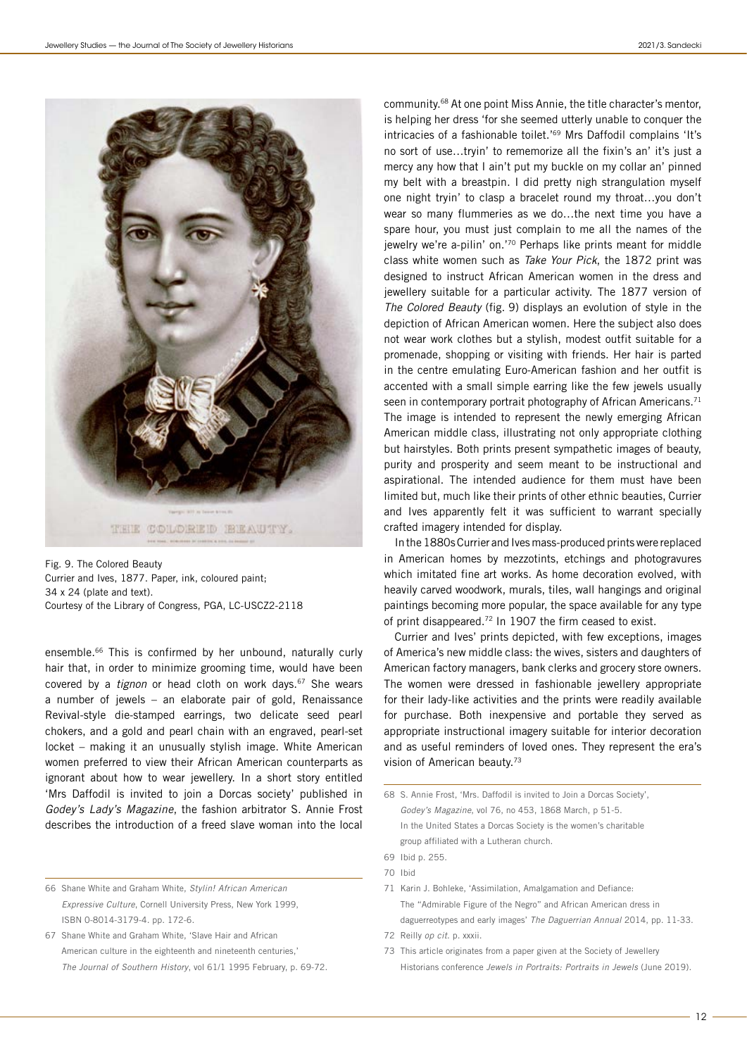Fig. 9. The Colored Beauty
Currier and Ives, 1877. Paper, ink, coloured paint; 34 x 24 (plate and text).
Courtesy of the Library of Congress, PGA, LC-USCZ2-2118

ensemble.[66] This is confirmed by her unbound, naturally curly hair that, in order to minimize grooming time, would have been covered by a *tignon* or head cloth on work days.[67] She wears a number of jewels – an elaborate pair of gold, Renaissance Revival-style die-stamped earrings, two delicate seed pearl chokers, and a gold and pearl chain with an engraved, pearl-set locket – making it an unusually stylish image. White American women preferred to view their African American counterparts as ignorant about how to wear jewellery. In a short story entitled 'Mrs Daffodil is invited to join a Dorcas society' published in *Godey's Lady's Magazine*, the fashion arbitrator S. Annie Frost describes the introduction of a freed slave woman into the local community.[68] At one point Miss Annie, the title character's mentor, is helping her dress 'for she seemed utterly unable to conquer the intricacies of a fashionable toilet.'[69] Mrs Daffodil complains 'It's no sort of use…tryin' to rememorize all the fixin's an' it's just a mercy any how that I ain't put my buckle on my collar an' pinned my belt with a breastpin. I did pretty nigh strangulation myself one night tryin' to clasp a bracelet round my throat…you don't wear so many flummeries as we do…the next time you have a spare hour, you must just complain to me all the names of the jewelry we're a-pilin' on.'[70] Perhaps like prints meant for middle class white women such as *Take Your Pick*, the 1872 print was designed to instruct African American women in the dress and jewellery suitable for a particular activity. The 1877 version of *The Colored Beauty* (fig. 9) displays an evolution of style in the depiction of African American women. Here the subject also does not wear work clothes but a stylish, modest outfit suitable for a promenade, shopping or visiting with friends. Her hair is parted in the centre emulating Euro-American fashion and her outfit is accented with a small simple earring like the few jewels usually seen in contemporary portrait photography of African Americans.[71] The image is intended to represent the newly emerging African American middle class, illustrating not only appropriate clothing but hairstyles. Both prints present sympathetic images of beauty, purity and prosperity and seem meant to be instructional and aspirational. The intended audience for them must have been limited but, much like their prints of other ethnic beauties, Currier and Ives apparently felt it was sufficient to warrant specially crafted imagery intended for display.

In the 1880s Currier and Ives mass-produced prints were replaced in American homes by mezzotints, etchings and photogravures which imitated fine art works. As home decoration evolved, with heavily carved woodwork, murals, tiles, wall hangings and original paintings becoming more popular, the space available for any type of print disappeared.[72] In 1907 the firm ceased to exist.

Currier and Ives' prints depicted, with few exceptions, images of America's new middle class: the wives, sisters and daughters of American factory managers, bank clerks and grocery store owners. The women were dressed in fashionable jewellery appropriate for their lady-like activities and the prints were readily available for purchase. Both inexpensive and portable they served as appropriate instructional imagery suitable for interior decoration and as useful reminders of loved ones. They represent the era's vision of American beauty.[73]

---

66 Shane White and Graham White, *Stylin! African American Expressive Culture*, Cornell University Press, New York 1999, ISBN 0-8014-3179-4. pp. 172-6.

67 Shane White and Graham White, 'Slave Hair and African American culture in the eighteenth and nineteenth centuries,' *The Journal of Southern History*, vol 61/1 1995 February, p. 69-72.

68 S. Annie Frost, 'Mrs. Daffodil is invited to Join a Dorcas Society', *Godey's Magazine*, vol 76, no 453, 1868 March, p 51-5. In the United States a Dorcas Society is the women's charitable group affiliated with a Lutheran church.

69 Ibid p. 255.

70 Ibid

71 Karin J. Bohleke, 'Assimilation, Amalgamation and Defiance: The "Admirable Figure of the Negro" and African American dress in daguerreotypes and early images' *The Daguerrian Annual* 2014, pp. 11-33.

72 Reilly *op cit.* p. xxxii.

73 This article originates from a paper given at the Society of Jewellery Historians conference *Jewels in Portraits: Portraits in Jewels* (June 2019).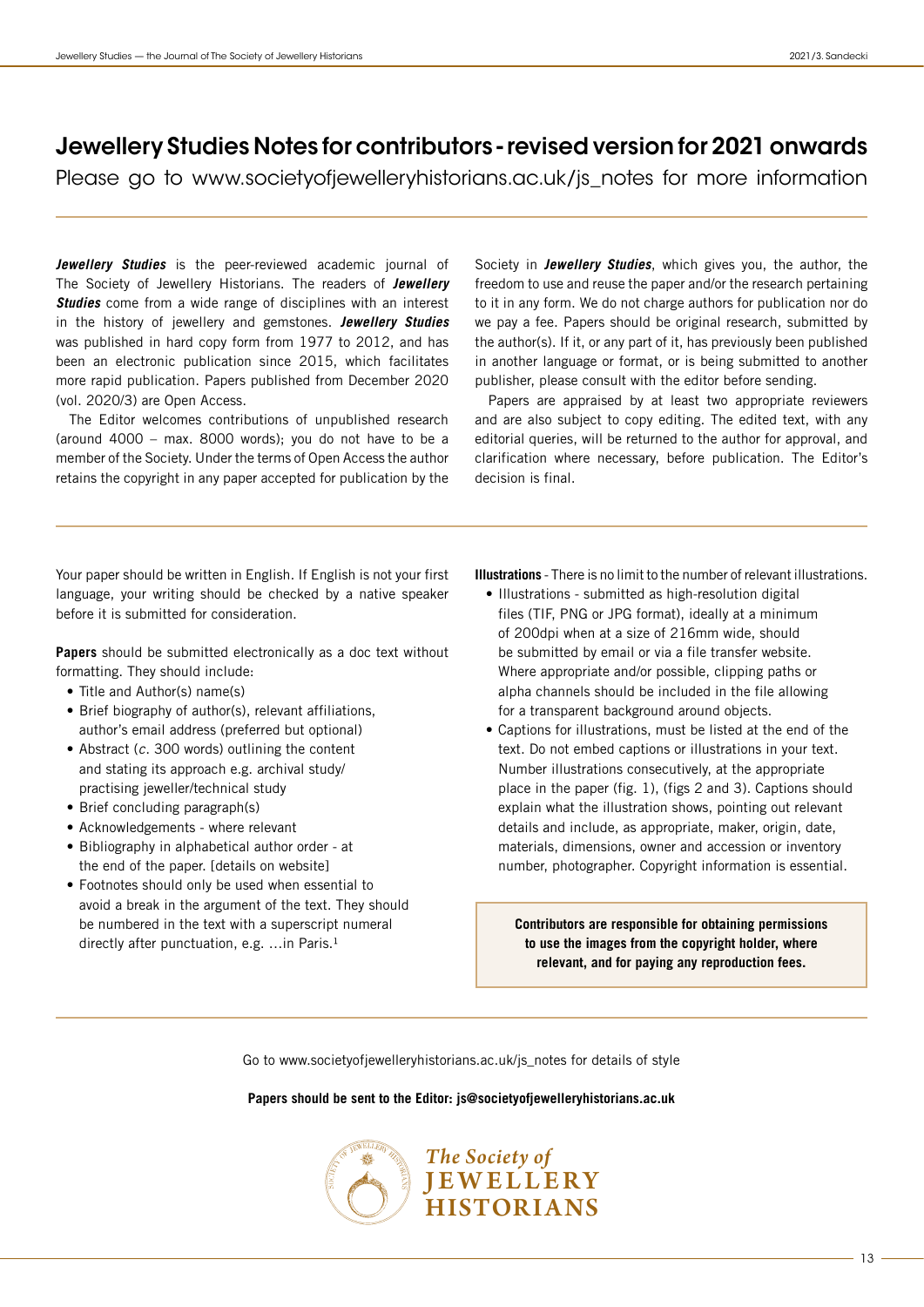# Jewellery Studies Notes for contributors - revised version for 2021 onwards

Please go to www.societyofjewelleryhistorians.ac.uk/js_notes for more information

***Jewellery Studies*** is the peer-reviewed academic journal of The Society of Jewellery Historians. The readers of ***Jewellery Studies*** come from a wide range of disciplines with an interest in the history of jewellery and gemstones. ***Jewellery Studies*** was published in hard copy form from 1977 to 2012, and has been an electronic publication since 2015, which facilitates more rapid publication. Papers published from December 2020 (vol. 2020/3) are Open Access.

The Editor welcomes contributions of unpublished research (around 4000 – max. 8000 words); you do not have to be a member of the Society. Under the terms of Open Access the author retains the copyright in any paper accepted for publication by the Society in ***Jewellery Studies***, which gives you, the author, the freedom to use and reuse the paper and/or the research pertaining to it in any form. We do not charge authors for publication nor do we pay a fee. Papers should be original research, submitted by the author(s). If it, or any part of it, has previously been published in another language or format, or is being submitted to another publisher, please consult with the editor before sending.

Papers are appraised by at least two appropriate reviewers and are also subject to copy editing. The edited text, with any editorial queries, will be returned to the author for approval, and clarification where necessary, before publication. The Editor's decision is final.

Your paper should be written in English. If English is not your first language, your writing should be checked by a native speaker before it is submitted for consideration.

**Papers** should be submitted electronically as a doc text without formatting. They should include:

- Title and Author(s) name(s)
- Brief biography of author(s), relevant affiliations, author's email address (preferred but optional)
- Abstract (*c.* 300 words) outlining the content and stating its approach e.g. archival study/ practising jeweller/technical study
- Brief concluding paragraph(s)
- Acknowledgements - where relevant
- Bibliography in alphabetical author order - at the end of the paper. [details on website]
- Footnotes should only be used when essential to avoid a break in the argument of the text. They should be numbered in the text with a superscript numeral directly after punctuation, e.g. ...in Paris.[1]

**Illustrations** - There is no limit to the number of relevant illustrations.

- Illustrations - submitted as high-resolution digital files (TIF, PNG or JPG format), ideally at a minimum of 200dpi when at a size of 216mm wide, should be submitted by email or via a file transfer website. Where appropriate and/or possible, clipping paths or alpha channels should be included in the file allowing for a transparent background around objects.
- Captions for illustrations, must be listed at the end of the text. Do not embed captions or illustrations in your text. Number illustrations consecutively, at the appropriate place in the paper (fig. 1), (figs 2 and 3). Captions should explain what the illustration shows, pointing out relevant details and include, as appropriate, maker, origin, date, materials, dimensions, owner and accession or inventory number, photographer. Copyright information is essential.

**Contributors are responsible for obtaining permissions to use the images from the copyright holder, where relevant, and for paying any reproduction fees.**

Go to www.societyofjewelleryhistorians.ac.uk/js_notes for details of style

**Papers should be sent to the Editor: js@societyofjewelleryhistorians.ac.uk**

*The Society of* **JEWELLERY HISTORIANS**